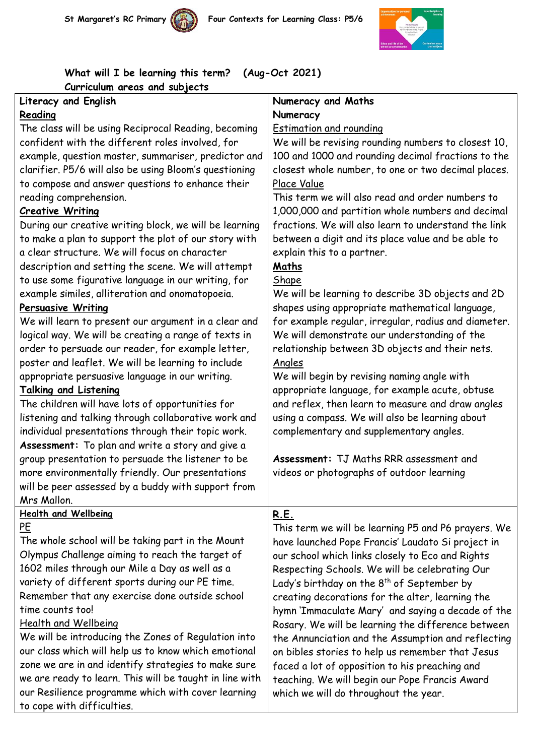St Margaret's RC Primary    Four Contexts for Learning Class: P5/6

**What will I be learning this term? (Aug-Oct 2021)**
**Curriculum areas and subjects**

## Literacy and English

**Reading**

The class will be using Reciprocal Reading, becoming confident with the different roles involved, for example, question master, summariser, predictor and clarifier. P5/6 will also be using Bloom's questioning to compose and answer questions to enhance their reading comprehension.

**Creative Writing**

During our creative writing block, we will be learning to make a plan to support the plot of our story with a clear structure. We will focus on character description and setting the scene. We will attempt to use some figurative language in our writing, for example similes, alliteration and onomatopoeia.

**Persuasive Writing**

We will learn to present our argument in a clear and logical way. We will be creating a range of texts in order to persuade our reader, for example letter, poster and leaflet. We will be learning to include appropriate persuasive language in our writing.

**Talking and Listening**

The children will have lots of opportunities for listening and talking through collaborative work and individual presentations through their topic work.

**Assessment:** To plan and write a story and give a group presentation to persuade the listener to be more environmentally friendly. Our presentations will be peer assessed by a buddy with support from Mrs Mallon.

## Numeracy and Maths

**Numeracy**

Estimation and rounding

We will be revising rounding numbers to closest 10, 100 and 1000 and rounding decimal fractions to the closest whole number, to one or two decimal places.

Place Value

This term we will also read and order numbers to 1,000,000 and partition whole numbers and decimal fractions. We will also learn to understand the link between a digit and its place value and be able to explain this to a partner.

**Maths**

Shape

We will be learning to describe 3D objects and 2D shapes using appropriate mathematical language, for example regular, irregular, radius and diameter. We will demonstrate our understanding of the relationship between 3D objects and their nets.

Angles

We will begin by revising naming angle with appropriate language, for example acute, obtuse and reflex, then learn to measure and draw angles using a compass. We will also be learning about complementary and supplementary angles.

**Assessment:** TJ Maths RRR assessment and videos or photographs of outdoor learning

## Health and Wellbeing

**PE**

The whole school will be taking part in the Mount Olympus Challenge aiming to reach the target of 1602 miles through our Mile a Day as well as a variety of different sports during our PE time. Remember that any exercise done outside school time counts too!

**Health and Wellbeing**

We will be introducing the Zones of Regulation into our class which will help us to know which emotional zone we are in and identify strategies to make sure we are ready to learn. This will be taught in line with our Resilience programme which with cover learning to cope with difficulties.

## R.E.

This term we will be learning P5 and P6 prayers. We have launched Pope Francis' Laudato Si project in our school which links closely to Eco and Rights Respecting Schools. We will be celebrating Our Lady's birthday on the 8th of September by creating decorations for the alter, learning the hymn 'Immaculate Mary' and saying a decade of the Rosary. We will be learning the difference between the Annunciation and the Assumption and reflecting on bibles stories to help us remember that Jesus faced a lot of opposition to his preaching and teaching. We will begin our Pope Francis Award which we will do throughout the year.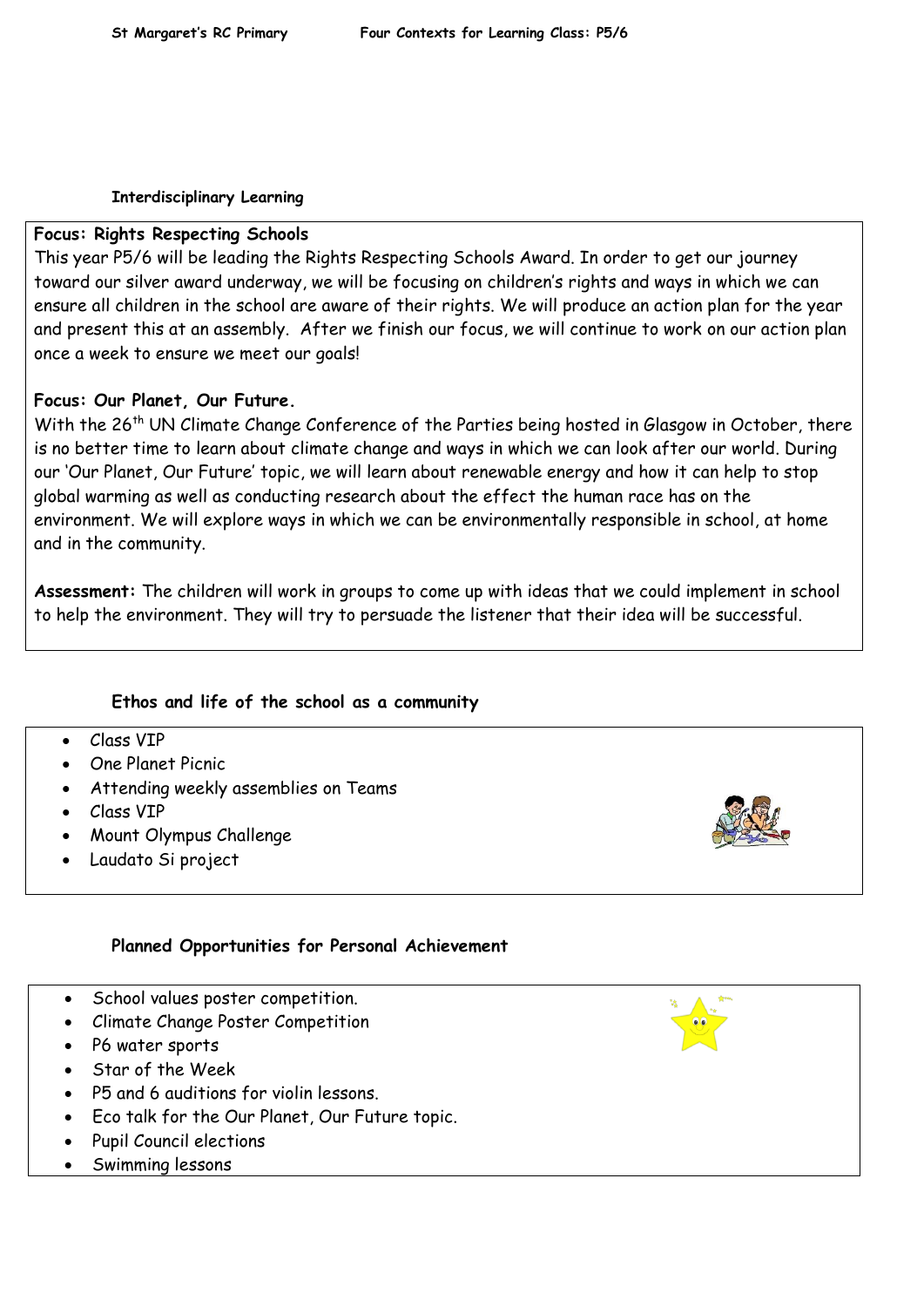### Interdisciplinary Learning

**Focus: Rights Respecting Schools**

This year P5/6 will be leading the Rights Respecting Schools Award. In order to get our journey toward our silver award underway, we will be focusing on children's rights and ways in which we can ensure all children in the school are aware of their rights. We will produce an action plan for the year and present this at an assembly. After we finish our focus, we will continue to work on our action plan once a week to ensure we meet our goals!

**Focus: Our Planet, Our Future.**

With the 26th UN Climate Change Conference of the Parties being hosted in Glasgow in October, there is no better time to learn about climate change and ways in which we can look after our world. During our 'Our Planet, Our Future' topic, we will learn about renewable energy and how it can help to stop global warming as well as conducting research about the effect the human race has on the environment. We will explore ways in which we can be environmentally responsible in school, at home and in the community.

**Assessment:** The children will work in groups to come up with ideas that we could implement in school to help the environment. They will try to persuade the listener that their idea will be successful.

### Ethos and life of the school as a community

- Class VIP
- One Planet Picnic
- Attending weekly assemblies on Teams
- Class VIP
- Mount Olympus Challenge
- Laudato Si project

### Planned Opportunities for Personal Achievement

- School values poster competition.
- Climate Change Poster Competition
- P6 water sports
- Star of the Week
- P5 and 6 auditions for violin lessons.
- Eco talk for the Our Planet, Our Future topic.
- Pupil Council elections
- Swimming lessons